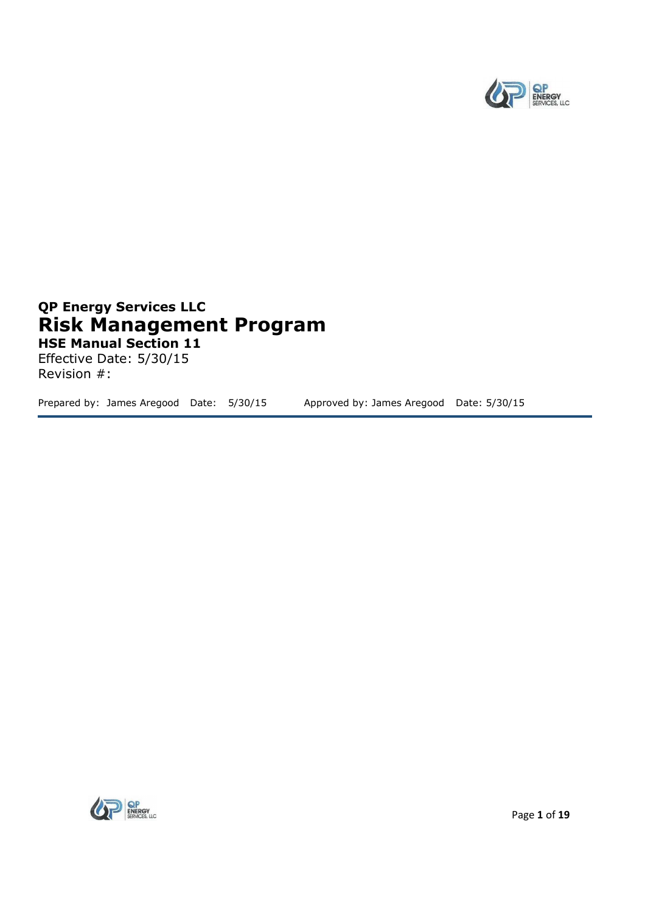**QP Energy Services LLC**

# Risk Management Program

**HSE Manual Section 11**

Effective Date: 5/30/15

Revision #:

Prepared by: James Aregood Date: 5/30/15 Approved by: James Aregood Date: 5/30/15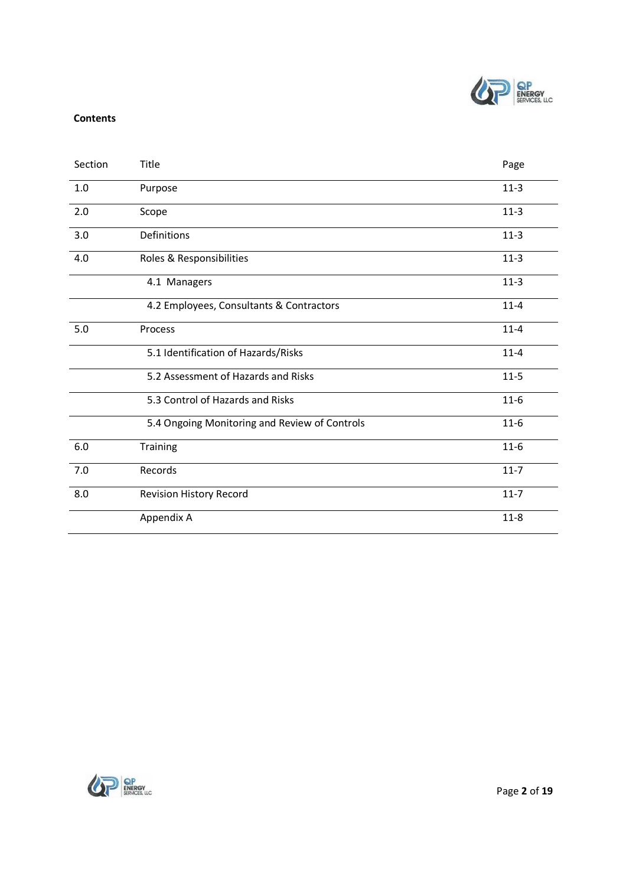**Contents**

| Section | Title | Page |
|---|---|---|
| 1.0 | Purpose | 11-3 |
| 2.0 | Scope | 11-3 |
| 3.0 | Definitions | 11-3 |
| 4.0 | Roles & Responsibilities | 11-3 |
| | 4.1 Managers | 11-3 |
| | 4.2 Employees, Consultants & Contractors | 11-4 |
| 5.0 | Process | 11-4 |
| | 5.1 Identification of Hazards/Risks | 11-4 |
| | 5.2 Assessment of Hazards and Risks | 11-5 |
| | 5.3 Control of Hazards and Risks | 11-6 |
| | 5.4 Ongoing Monitoring and Review of Controls | 11-6 |
| 6.0 | Training | 11-6 |
| 7.0 | Records | 11-7 |
| 8.0 | Revision History Record | 11-7 |
| | Appendix A | 11-8 |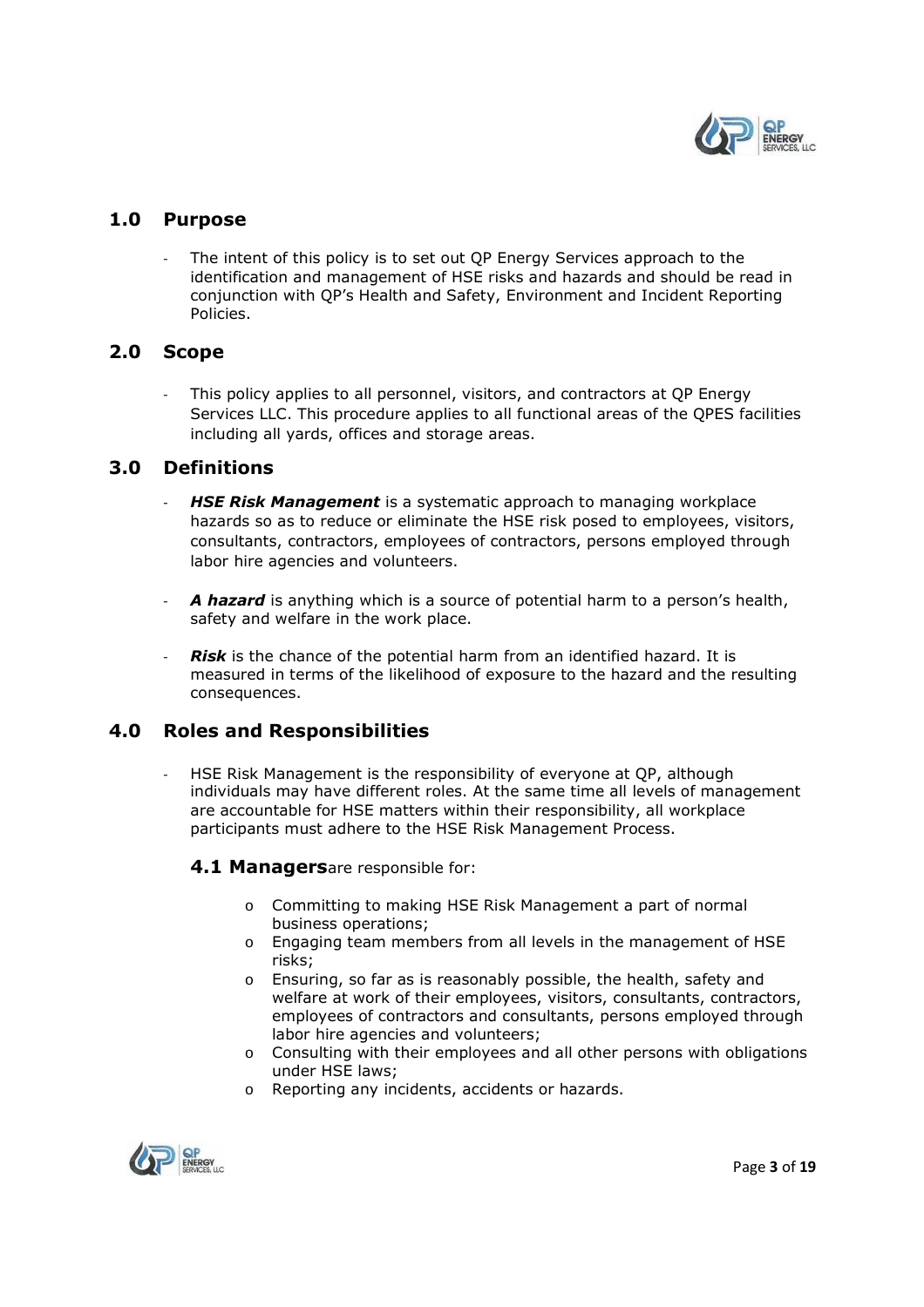## 1.0 Purpose

- The intent of this policy is to set out QP Energy Services approach to the identification and management of HSE risks and hazards and should be read in conjunction with QP's Health and Safety, Environment and Incident Reporting Policies.

## 2.0 Scope

- This policy applies to all personnel, visitors, and contractors at QP Energy Services LLC. This procedure applies to all functional areas of the QPES facilities including all yards, offices and storage areas.

## 3.0 Definitions

- ***HSE Risk Management*** is a systematic approach to managing workplace hazards so as to reduce or eliminate the HSE risk posed to employees, visitors, consultants, contractors, employees of contractors, persons employed through labor hire agencies and volunteers.

- ***A hazard*** is anything which is a source of potential harm to a person's health, safety and welfare in the work place.

- ***Risk*** is the chance of the potential harm from an identified hazard. It is measured in terms of the likelihood of exposure to the hazard and the resulting consequences.

## 4.0 Roles and Responsibilities

- HSE Risk Management is the responsibility of everyone at QP, although individuals may have different roles. At the same time all levels of management are accountable for HSE matters within their responsibility, all workplace participants must adhere to the HSE Risk Management Process.

### 4.1 Managersare responsible for:

- Committing to making HSE Risk Management a part of normal business operations;
- Engaging team members from all levels in the management of HSE risks;
- Ensuring, so far as is reasonably possible, the health, safety and welfare at work of their employees, visitors, consultants, contractors, employees of contractors and consultants, persons employed through labor hire agencies and volunteers;
- Consulting with their employees and all other persons with obligations under HSE laws;
- Reporting any incidents, accidents or hazards.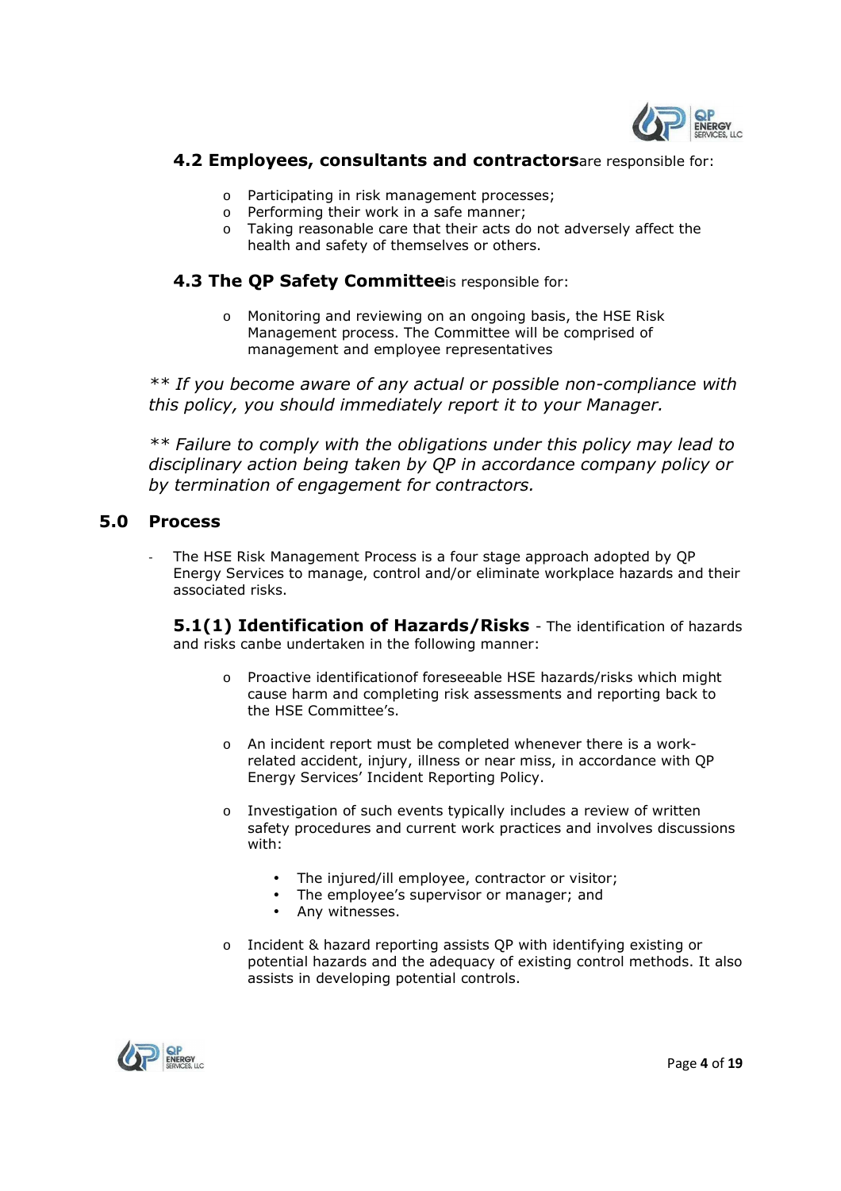### 4.2 Employees, consultants and contractorsare responsible for:

- Participating in risk management processes;
- Performing their work in a safe manner;
- Taking reasonable care that their acts do not adversely affect the health and safety of themselves or others.

### 4.3 The QP Safety Committeeis responsible for:

- Monitoring and reviewing on an ongoing basis, the HSE Risk Management process. The Committee will be comprised of management and employee representatives

*** If you become aware of any actual or possible non-compliance with this policy, you should immediately report it to your Manager.*

*** Failure to comply with the obligations under this policy may lead to disciplinary action being taken by QP in accordance company policy or by termination of engagement for contractors.*

## 5.0 Process

- The HSE Risk Management Process is a four stage approach adopted by QP Energy Services to manage, control and/or eliminate workplace hazards and their associated risks.

**5.1(1) Identification of Hazards/Risks** - The identification of hazards and risks canbe undertaken in the following manner:

- Proactive identificationof foreseeable HSE hazards/risks which might cause harm and completing risk assessments and reporting back to the HSE Committee's.

- An incident report must be completed whenever there is a work-related accident, injury, illness or near miss, in accordance with QP Energy Services' Incident Reporting Policy.

- Investigation of such events typically includes a review of written safety procedures and current work practices and involves discussions with:

  - The injured/ill employee, contractor or visitor;
  - The employee's supervisor or manager; and
  - Any witnesses.

- Incident & hazard reporting assists QP with identifying existing or potential hazards and the adequacy of existing control methods. It also assists in developing potential controls.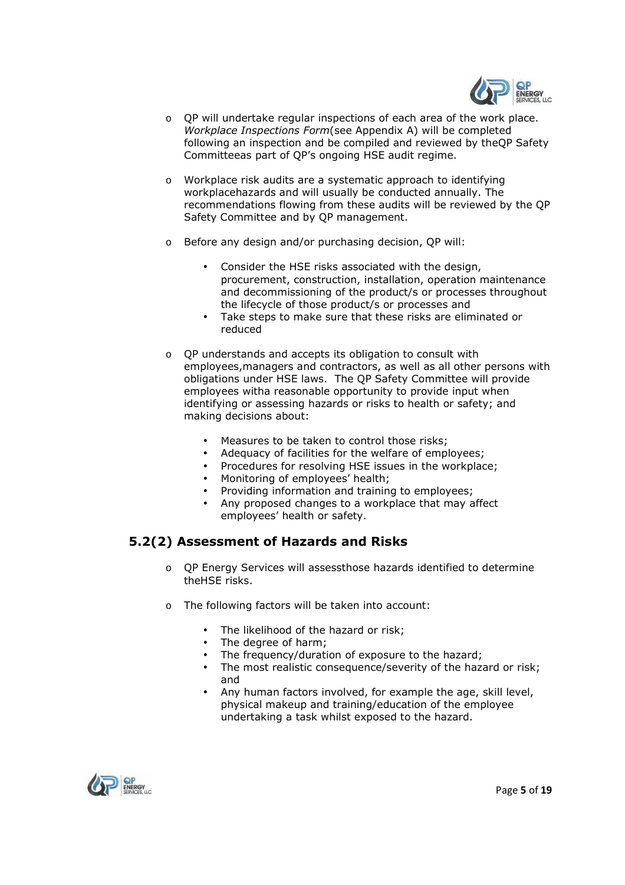- QP will undertake regular inspections of each area of the work place. *Workplace Inspections Form*(see Appendix A) will be completed following an inspection and be compiled and reviewed by theQP Safety Committeeas part of QP's ongoing HSE audit regime.

- Workplace risk audits are a systematic approach to identifying workplacehazards and will usually be conducted annually. The recommendations flowing from these audits will be reviewed by the QP Safety Committee and by QP management.

- Before any design and/or purchasing decision, QP will:

  - Consider the HSE risks associated with the design, procurement, construction, installation, operation maintenance and decommissioning of the product/s or processes throughout the lifecycle of those product/s or processes and
  - Take steps to make sure that these risks are eliminated or reduced

- QP understands and accepts its obligation to consult with employees,managers and contractors, as well as all other persons with obligations under HSE laws. The QP Safety Committee will provide employees witha reasonable opportunity to provide input when identifying or assessing hazards or risks to health or safety; and making decisions about:

  - Measures to be taken to control those risks;
  - Adequacy of facilities for the welfare of employees;
  - Procedures for resolving HSE issues in the workplace;
  - Monitoring of employees' health;
  - Providing information and training to employees;
  - Any proposed changes to a workplace that may affect employees' health or safety.

## 5.2(2) Assessment of Hazards and Risks

- QP Energy Services will assessthose hazards identified to determine theHSE risks.

- The following factors will be taken into account:

  - The likelihood of the hazard or risk;
  - The degree of harm;
  - The frequency/duration of exposure to the hazard;
  - The most realistic consequence/severity of the hazard or risk; and
  - Any human factors involved, for example the age, skill level, physical makeup and training/education of the employee undertaking a task whilst exposed to the hazard.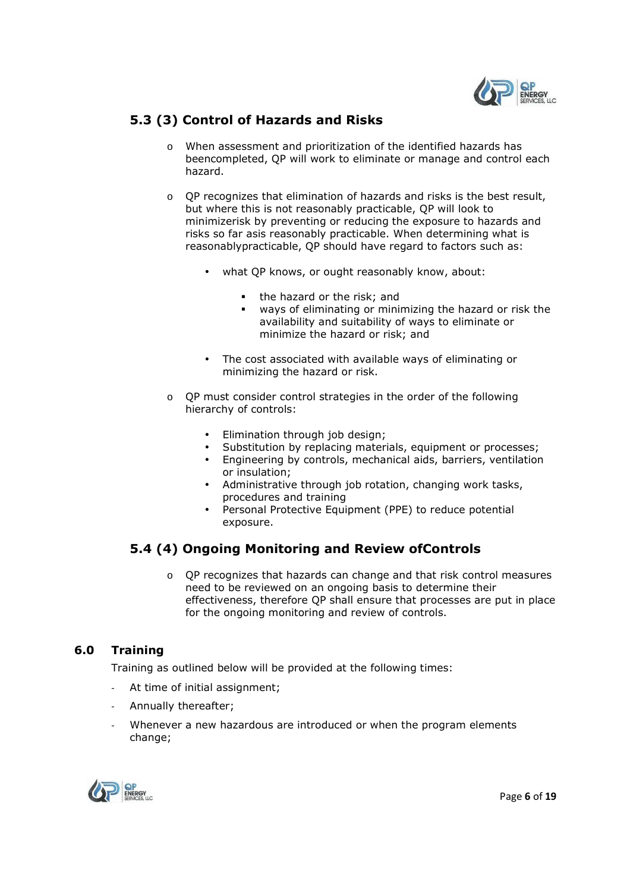## 5.3 (3) Control of Hazards and Risks

- When assessment and prioritization of the identified hazards has beencompleted, QP will work to eliminate or manage and control each hazard.

- QP recognizes that elimination of hazards and risks is the best result, but where this is not reasonably practicable, QP will look to minimizerisk by preventing or reducing the exposure to hazards and risks so far asis reasonably practicable. When determining what is reasonablypracticable, QP should have regard to factors such as:

  - what QP knows, or ought reasonably know, about:

    - the hazard or the risk; and
    - ways of eliminating or minimizing the hazard or risk the availability and suitability of ways to eliminate or minimize the hazard or risk; and

  - The cost associated with available ways of eliminating or minimizing the hazard or risk.

- QP must consider control strategies in the order of the following hierarchy of controls:

  - Elimination through job design;
  - Substitution by replacing materials, equipment or processes;
  - Engineering by controls, mechanical aids, barriers, ventilation or insulation;
  - Administrative through job rotation, changing work tasks, procedures and training
  - Personal Protective Equipment (PPE) to reduce potential exposure.

## 5.4 (4) Ongoing Monitoring and Review ofControls

- QP recognizes that hazards can change and that risk control measures need to be reviewed on an ongoing basis to determine their effectiveness, therefore QP shall ensure that processes are put in place for the ongoing monitoring and review of controls.

# 6.0 Training

Training as outlined below will be provided at the following times:

- At time of initial assignment;
- Annually thereafter;
- Whenever a new hazardous are introduced or when the program elements change;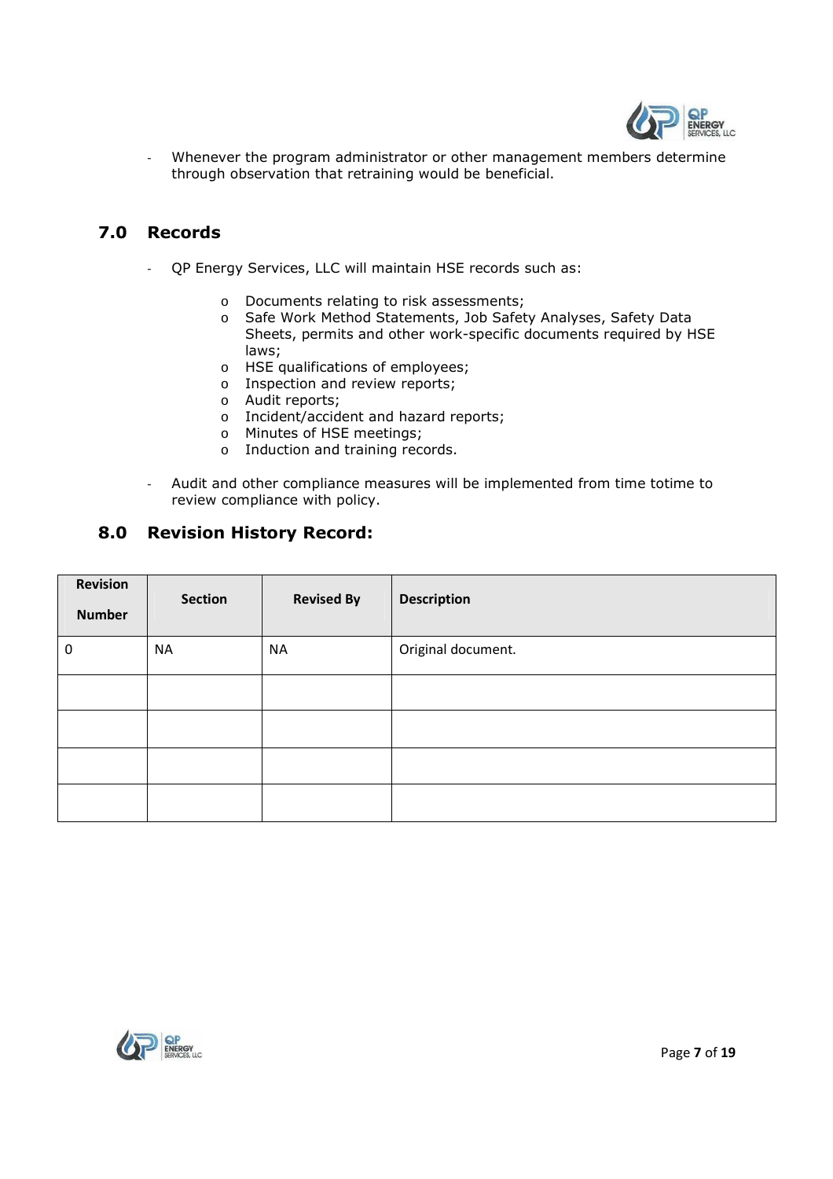- Whenever the program administrator or other management members determine through observation that retraining would be beneficial.

## 7.0 Records

- QP Energy Services, LLC will maintain HSE records such as:

  - Documents relating to risk assessments;
  - Safe Work Method Statements, Job Safety Analyses, Safety Data Sheets, permits and other work-specific documents required by HSE laws;
  - HSE qualifications of employees;
  - Inspection and review reports;
  - Audit reports;
  - Incident/accident and hazard reports;
  - Minutes of HSE meetings;
  - Induction and training records.

- Audit and other compliance measures will be implemented from time totime to review compliance with policy.

## 8.0 Revision History Record:

| Revision Number | Section | Revised By | Description |
|---|---|---|---|
| 0 | NA | NA | Original document. |
| | | | |
| | | | |
| | | | |
| | | | |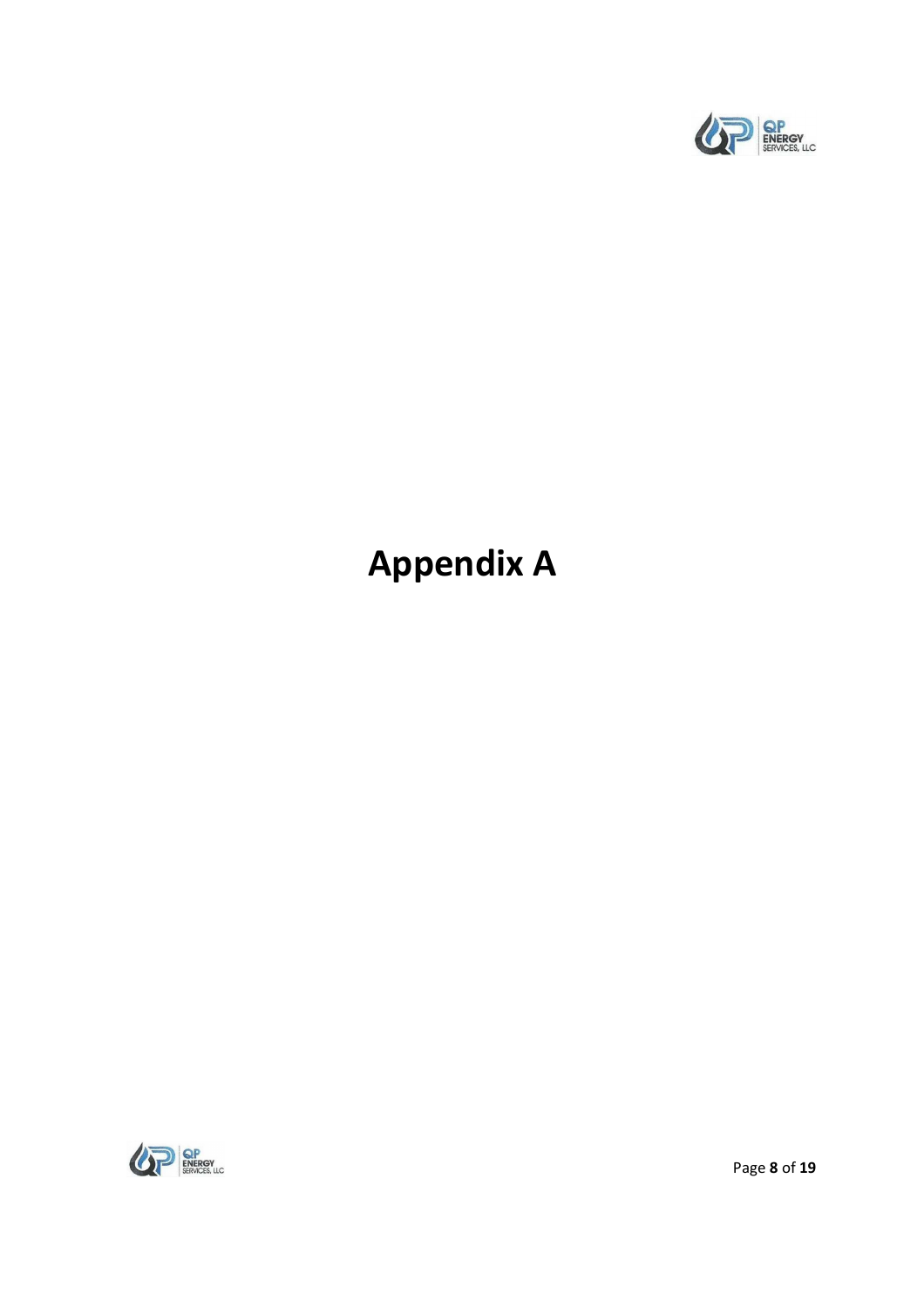# Appendix A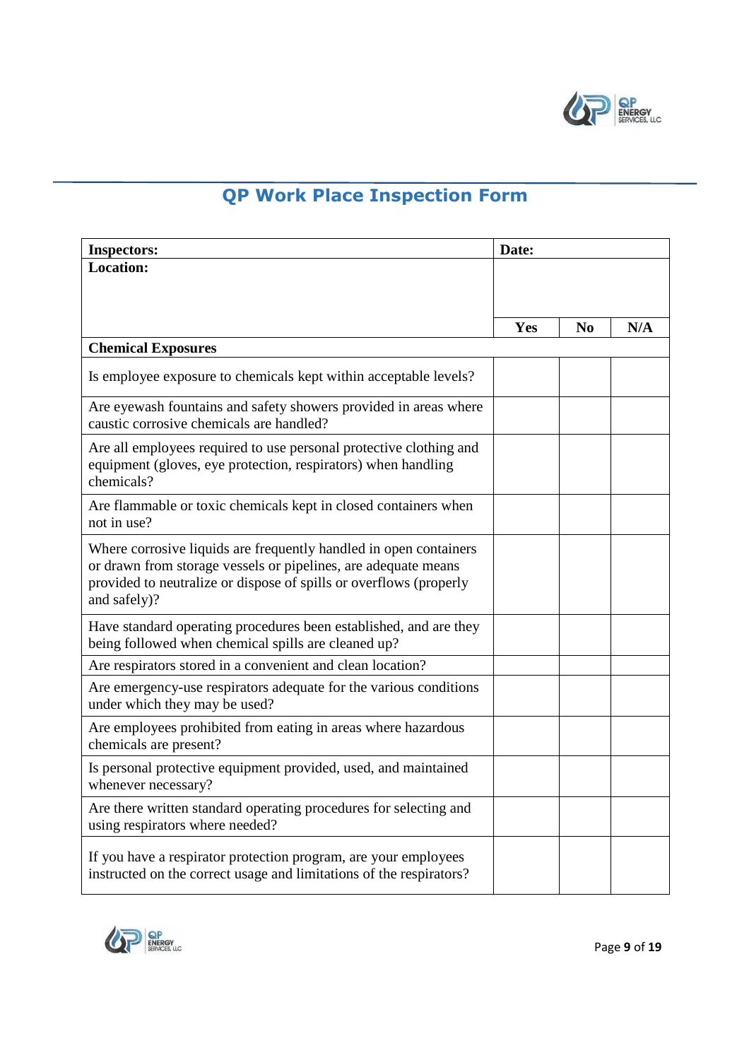# QP Work Place Inspection Form

| **Inspectors:** | **Date:** | | |
|---|---|---|---|
| **Location:** | | | |
| | **Yes** | **No** | **N/A** |
| **Chemical Exposures** | | | |
| Is employee exposure to chemicals kept within acceptable levels? | | | |
| Are eyewash fountains and safety showers provided in areas where caustic corrosive chemicals are handled? | | | |
| Are all employees required to use personal protective clothing and equipment (gloves, eye protection, respirators) when handling chemicals? | | | |
| Are flammable or toxic chemicals kept in closed containers when not in use? | | | |
| Where corrosive liquids are frequently handled in open containers or drawn from storage vessels or pipelines, are adequate means provided to neutralize or dispose of spills or overflows (properly and safely)? | | | |
| Have standard operating procedures been established, and are they being followed when chemical spills are cleaned up? | | | |
| Are respirators stored in a convenient and clean location? | | | |
| Are emergency-use respirators adequate for the various conditions under which they may be used? | | | |
| Are employees prohibited from eating in areas where hazardous chemicals are present? | | | |
| Is personal protective equipment provided, used, and maintained whenever necessary? | | | |
| Are there written standard operating procedures for selecting and using respirators where needed? | | | |
| If you have a respirator protection program, are your employees instructed on the correct usage and limitations of the respirators? | | | |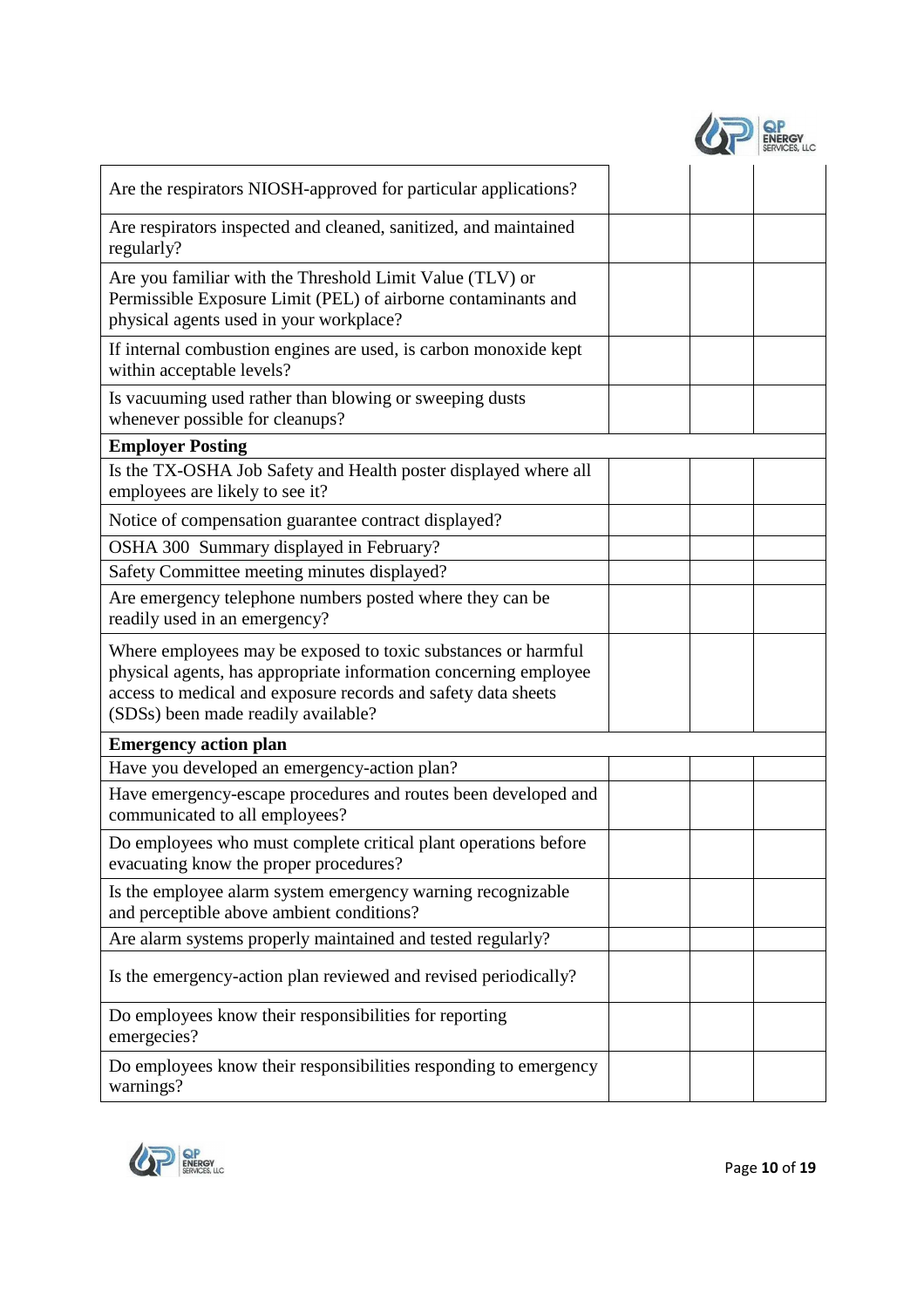| | | | |
|---|---|---|---|
| Are the respirators NIOSH-approved for particular applications? | | | |
| Are respirators inspected and cleaned, sanitized, and maintained regularly? | | | |
| Are you familiar with the Threshold Limit Value (TLV) or Permissible Exposure Limit (PEL) of airborne contaminants and physical agents used in your workplace? | | | |
| If internal combustion engines are used, is carbon monoxide kept within acceptable levels? | | | |
| Is vacuuming used rather than blowing or sweeping dusts whenever possible for cleanups? | | | |
| **Employer Posting** | | | |
| Is the TX-OSHA Job Safety and Health poster displayed where all employees are likely to see it? | | | |
| Notice of compensation guarantee contract displayed? | | | |
| OSHA 300 Summary displayed in February? | | | |
| Safety Committee meeting minutes displayed? | | | |
| Are emergency telephone numbers posted where they can be readily used in an emergency? | | | |
| Where employees may be exposed to toxic substances or harmful physical agents, has appropriate information concerning employee access to medical and exposure records and safety data sheets (SDSs) been made readily available? | | | |
| **Emergency action plan** | | | |
| Have you developed an emergency-action plan? | | | |
| Have emergency-escape procedures and routes been developed and communicated to all employees? | | | |
| Do employees who must complete critical plant operations before evacuating know the proper procedures? | | | |
| Is the employee alarm system emergency warning recognizable and perceptible above ambient conditions? | | | |
| Are alarm systems properly maintained and tested regularly? | | | |
| Is the emergency-action plan reviewed and revised periodically? | | | |
| Do employees know their responsibilities for reporting emergecies? | | | |
| Do employees know their responsibilities responding to emergency warnings? | | | |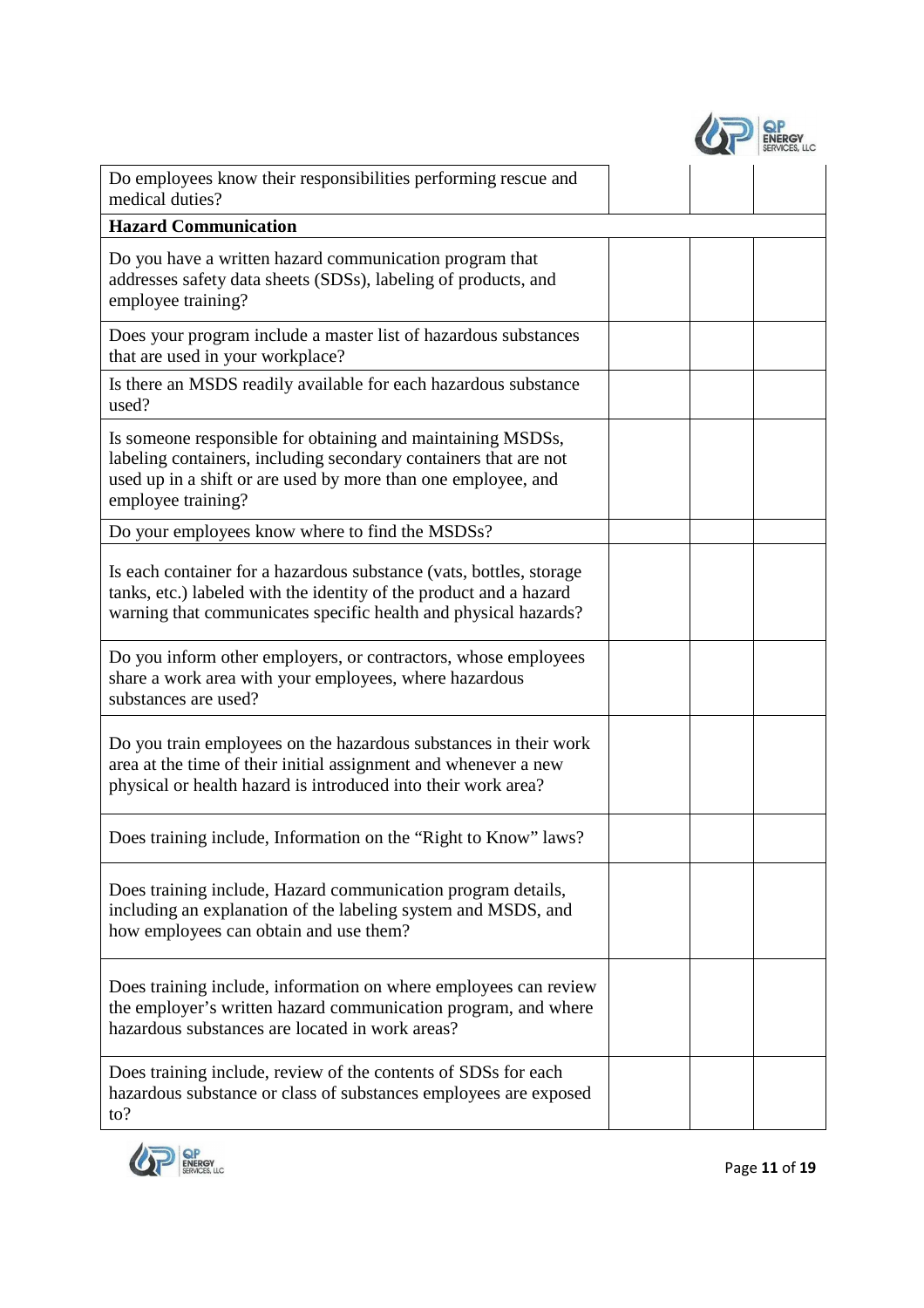| | | | |
|---|---|---|---|
| Do employees know their responsibilities performing rescue and medical duties? | | | |
| **Hazard Communication** | | | |
| Do you have a written hazard communication program that addresses safety data sheets (SDSs), labeling of products, and employee training? | | | |
| Does your program include a master list of hazardous substances that are used in your workplace? | | | |
| Is there an MSDS readily available for each hazardous substance used? | | | |
| Is someone responsible for obtaining and maintaining MSDSs, labeling containers, including secondary containers that are not used up in a shift or are used by more than one employee, and employee training? | | | |
| Do your employees know where to find the MSDSs? | | | |
| Is each container for a hazardous substance (vats, bottles, storage tanks, etc.) labeled with the identity of the product and a hazard warning that communicates specific health and physical hazards? | | | |
| Do you inform other employers, or contractors, whose employees share a work area with your employees, where hazardous substances are used? | | | |
| Do you train employees on the hazardous substances in their work area at the time of their initial assignment and whenever a new physical or health hazard is introduced into their work area? | | | |
| Does training include, Information on the "Right to Know" laws? | | | |
| Does training include, Hazard communication program details, including an explanation of the labeling system and MSDS, and how employees can obtain and use them? | | | |
| Does training include, information on where employees can review the employer's written hazard communication program, and where hazardous substances are located in work areas? | | | |
| Does training include, review of the contents of SDSs for each hazardous substance or class of substances employees are exposed to? | | | |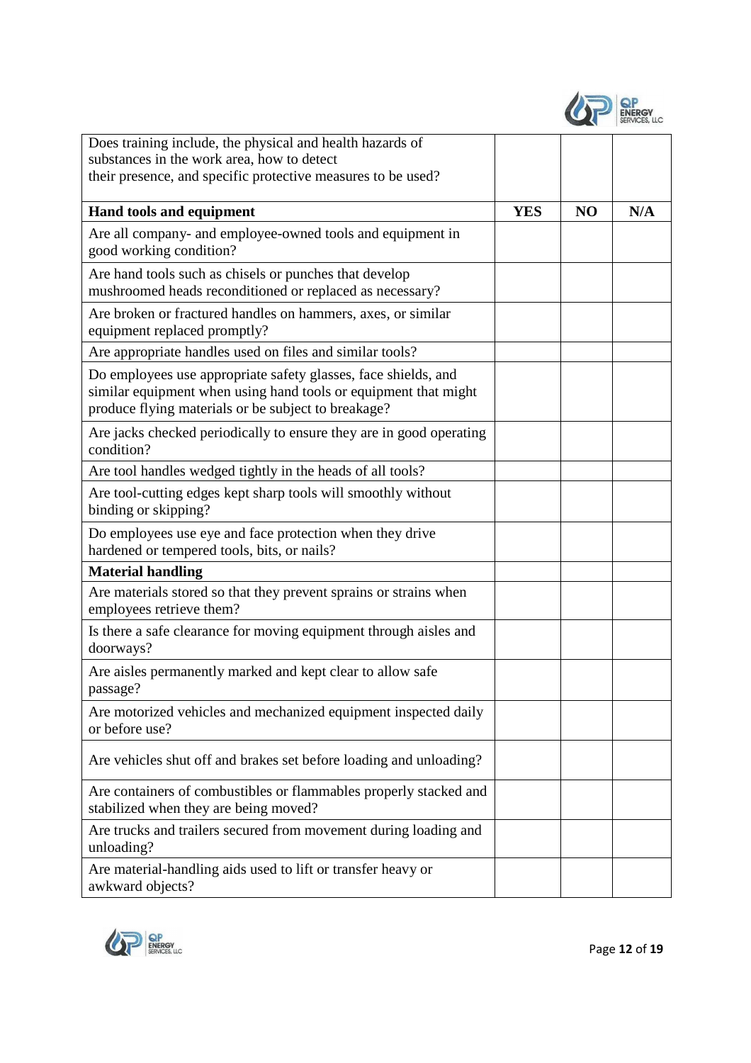| Does training include, the physical and health hazards of substances in the work area, how to detect their presence, and specific protective measures to be used? | | | |
|---|---|---|---|
| **Hand tools and equipment** | **YES** | **NO** | **N/A** |
| Are all company- and employee-owned tools and equipment in good working condition? | | | |
| Are hand tools such as chisels or punches that develop mushroomed heads reconditioned or replaced as necessary? | | | |
| Are broken or fractured handles on hammers, axes, or similar equipment replaced promptly? | | | |
| Are appropriate handles used on files and similar tools? | | | |
| Do employees use appropriate safety glasses, face shields, and similar equipment when using hand tools or equipment that might produce flying materials or be subject to breakage? | | | |
| Are jacks checked periodically to ensure they are in good operating condition? | | | |
| Are tool handles wedged tightly in the heads of all tools? | | | |
| Are tool-cutting edges kept sharp tools will smoothly without binding or skipping? | | | |
| Do employees use eye and face protection when they drive hardened or tempered tools, bits, or nails? | | | |
| **Material handling** | | | |
| Are materials stored so that they prevent sprains or strains when employees retrieve them? | | | |
| Is there a safe clearance for moving equipment through aisles and doorways? | | | |
| Are aisles permanently marked and kept clear to allow safe passage? | | | |
| Are motorized vehicles and mechanized equipment inspected daily or before use? | | | |
| Are vehicles shut off and brakes set before loading and unloading? | | | |
| Are containers of combustibles or flammables properly stacked and stabilized when they are being moved? | | | |
| Are trucks and trailers secured from movement during loading and unloading? | | | |
| Are material-handling aids used to lift or transfer heavy or awkward objects? | | | |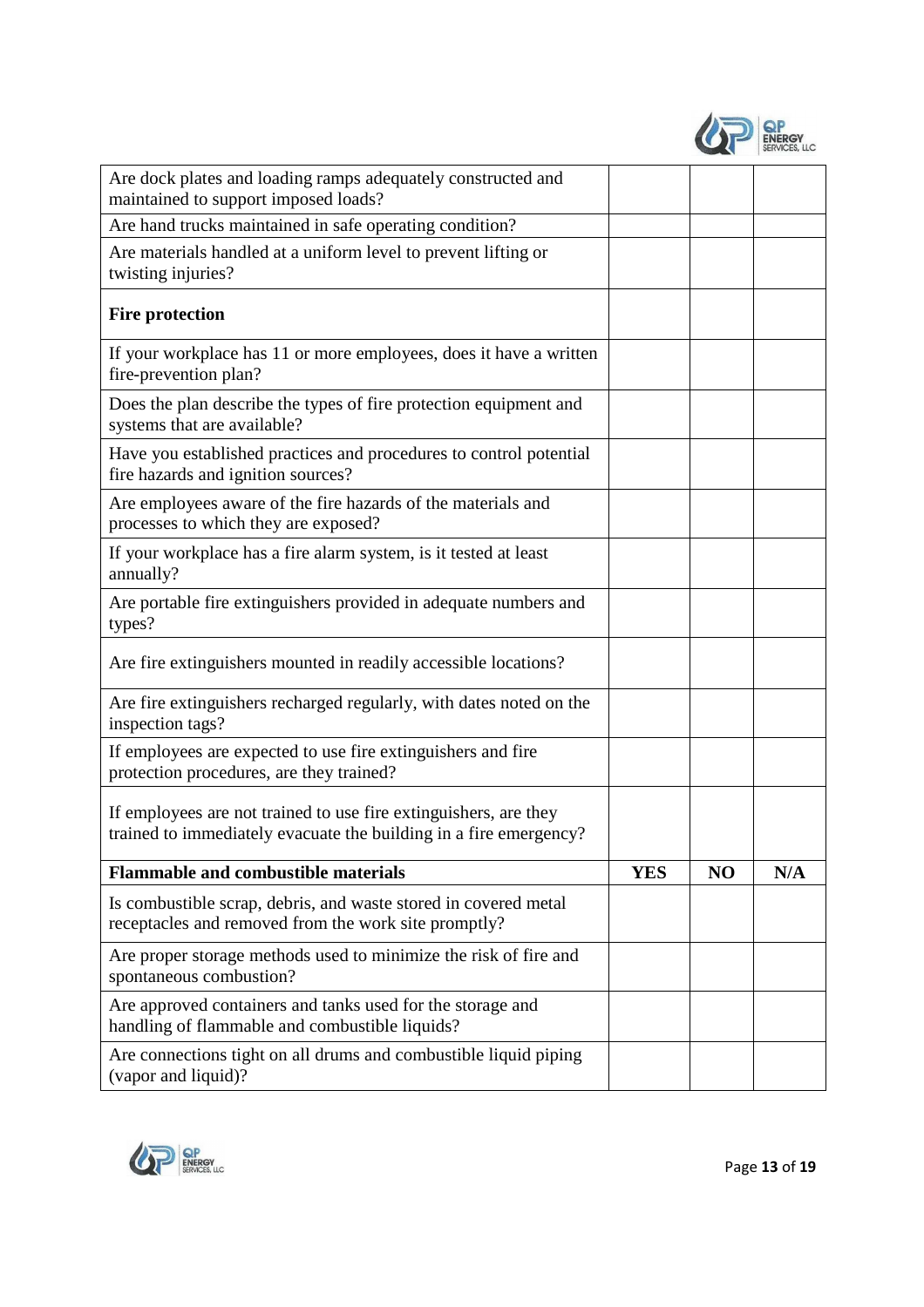| | | | |
|---|---|---|---|
| Are dock plates and loading ramps adequately constructed and maintained to support imposed loads? | | | |
| Are hand trucks maintained in safe operating condition? | | | |
| Are materials handled at a uniform level to prevent lifting or twisting injuries? | | | |
| **Fire protection** | | | |
| If your workplace has 11 or more employees, does it have a written fire-prevention plan? | | | |
| Does the plan describe the types of fire protection equipment and systems that are available? | | | |
| Have you established practices and procedures to control potential fire hazards and ignition sources? | | | |
| Are employees aware of the fire hazards of the materials and processes to which they are exposed? | | | |
| If your workplace has a fire alarm system, is it tested at least annually? | | | |
| Are portable fire extinguishers provided in adequate numbers and types? | | | |
| Are fire extinguishers mounted in readily accessible locations? | | | |
| Are fire extinguishers recharged regularly, with dates noted on the inspection tags? | | | |
| If employees are expected to use fire extinguishers and fire protection procedures, are they trained? | | | |
| If employees are not trained to use fire extinguishers, are they trained to immediately evacuate the building in a fire emergency? | | | |
| **Flammable and combustible materials** | **YES** | **NO** | **N/A** |
| Is combustible scrap, debris, and waste stored in covered metal receptacles and removed from the work site promptly? | | | |
| Are proper storage methods used to minimize the risk of fire and spontaneous combustion? | | | |
| Are approved containers and tanks used for the storage and handling of flammable and combustible liquids? | | | |
| Are connections tight on all drums and combustible liquid piping (vapor and liquid)? | | | |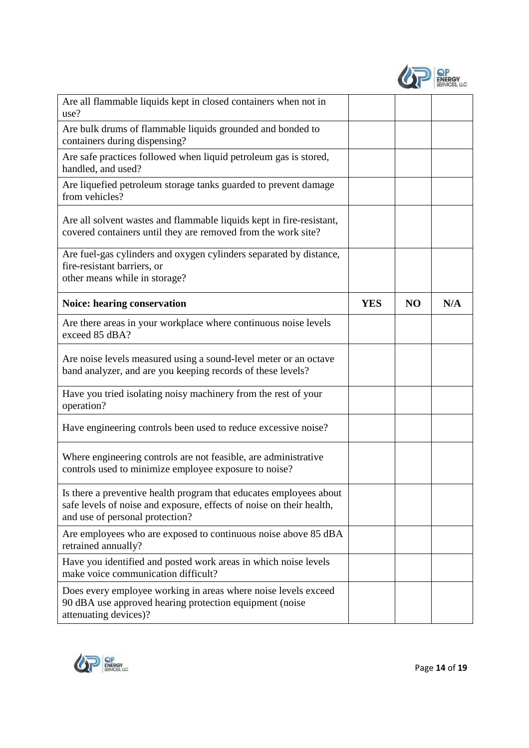| | | | |
|---|---|---|---|
| Are all flammable liquids kept in closed containers when not in use? | | | |
| Are bulk drums of flammable liquids grounded and bonded to containers during dispensing? | | | |
| Are safe practices followed when liquid petroleum gas is stored, handled, and used? | | | |
| Are liquefied petroleum storage tanks guarded to prevent damage from vehicles? | | | |
| Are all solvent wastes and flammable liquids kept in fire-resistant, covered containers until they are removed from the work site? | | | |
| Are fuel-gas cylinders and oxygen cylinders separated by distance, fire-resistant barriers, or other means while in storage? | | | |

| **Noice: hearing conservation** | **YES** | **NO** | **N/A** |
|---|---|---|---|
| Are there areas in your workplace where continuous noise levels exceed 85 dBA? | | | |
| Are noise levels measured using a sound-level meter or an octave band analyzer, and are you keeping records of these levels? | | | |
| Have you tried isolating noisy machinery from the rest of your operation? | | | |
| Have engineering controls been used to reduce excessive noise? | | | |
| Where engineering controls are not feasible, are administrative controls used to minimize employee exposure to noise? | | | |
| Is there a preventive health program that educates employees about safe levels of noise and exposure, effects of noise on their health, and use of personal protection? | | | |
| Are employees who are exposed to continuous noise above 85 dBA retrained annually? | | | |
| Have you identified and posted work areas in which noise levels make voice communication difficult? | | | |
| Does every employee working in areas where noise levels exceed 90 dBA use approved hearing protection equipment (noise attenuating devices)? | | | |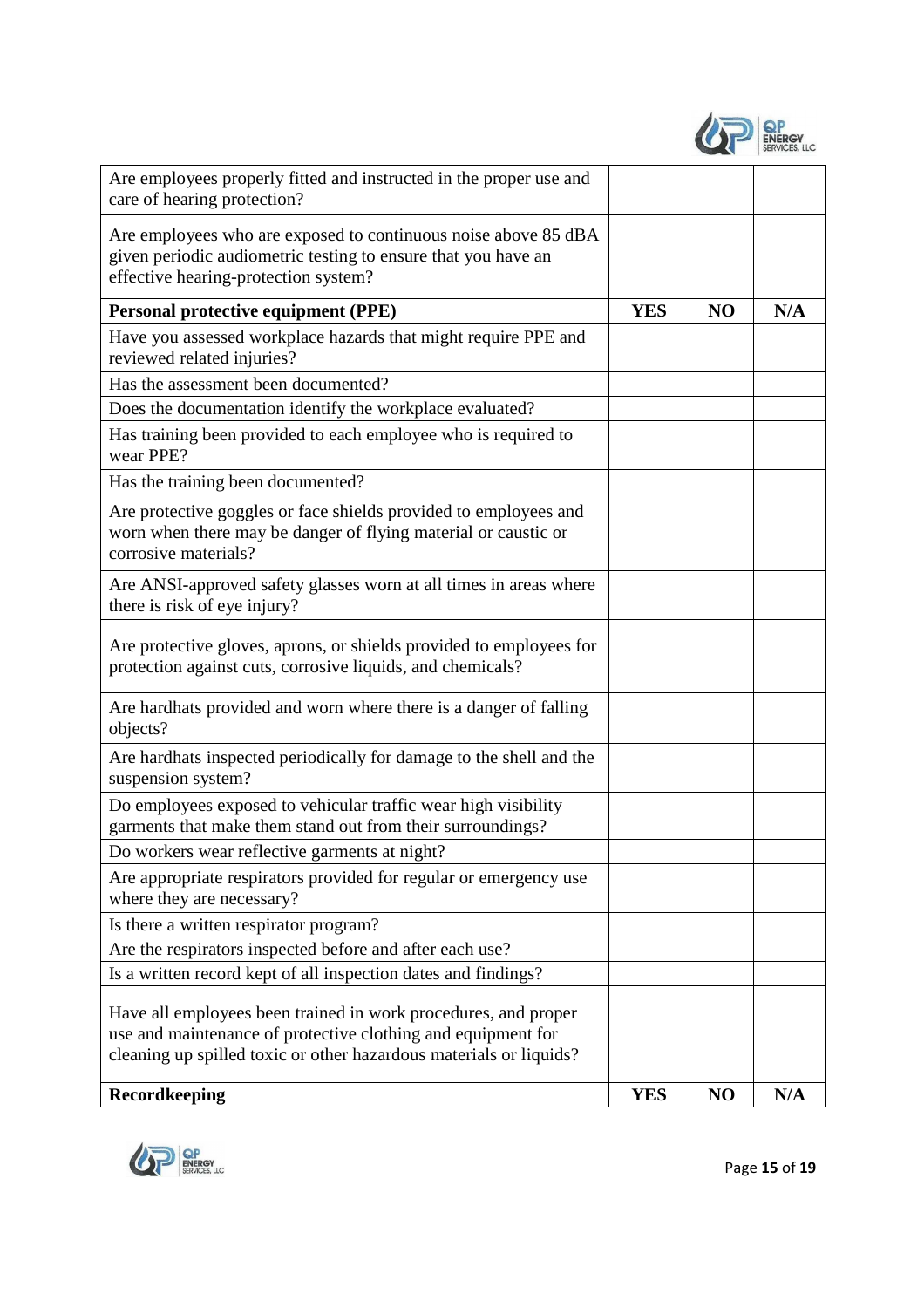| | | | |
|---|---|---|---|
| Are employees properly fitted and instructed in the proper use and care of hearing protection? | | | |
| Are employees who are exposed to continuous noise above 85 dBA given periodic audiometric testing to ensure that you have an effective hearing-protection system? | | | |
| **Personal protective equipment (PPE)** | **YES** | **NO** | **N/A** |
| Have you assessed workplace hazards that might require PPE and reviewed related injuries? | | | |
| Has the assessment been documented? | | | |
| Does the documentation identify the workplace evaluated? | | | |
| Has training been provided to each employee who is required to wear PPE? | | | |
| Has the training been documented? | | | |
| Are protective goggles or face shields provided to employees and worn when there may be danger of flying material or caustic or corrosive materials? | | | |
| Are ANSI-approved safety glasses worn at all times in areas where there is risk of eye injury? | | | |
| Are protective gloves, aprons, or shields provided to employees for protection against cuts, corrosive liquids, and chemicals? | | | |
| Are hardhats provided and worn where there is a danger of falling objects? | | | |
| Are hardhats inspected periodically for damage to the shell and the suspension system? | | | |
| Do employees exposed to vehicular traffic wear high visibility garments that make them stand out from their surroundings? | | | |
| Do workers wear reflective garments at night? | | | |
| Are appropriate respirators provided for regular or emergency use where they are necessary? | | | |
| Is there a written respirator program? | | | |
| Are the respirators inspected before and after each use? | | | |
| Is a written record kept of all inspection dates and findings? | | | |
| Have all employees been trained in work procedures, and proper use and maintenance of protective clothing and equipment for cleaning up spilled toxic or other hazardous materials or liquids? | | | |
| **Recordkeeping** | **YES** | **NO** | **N/A** |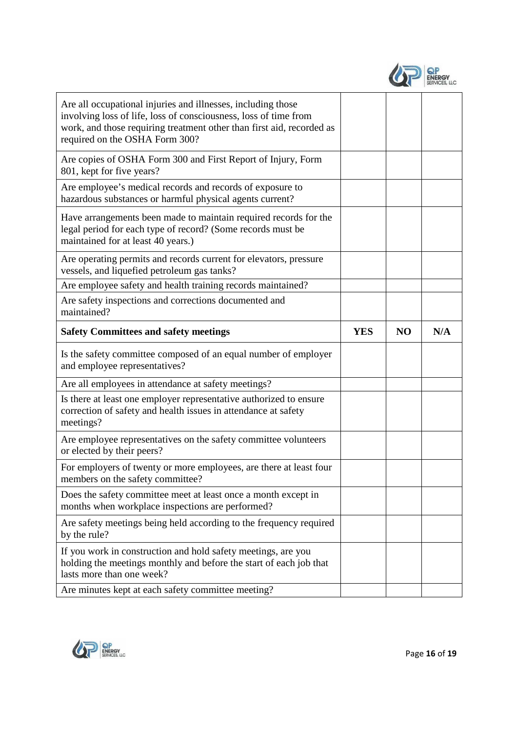| | | | |
|---|---|---|---|
| Are all occupational injuries and illnesses, including those involving loss of life, loss of consciousness, loss of time from work, and those requiring treatment other than first aid, recorded as required on the OSHA Form 300? | | | |
| Are copies of OSHA Form 300 and First Report of Injury, Form 801, kept for five years? | | | |
| Are employee's medical records and records of exposure to hazardous substances or harmful physical agents current? | | | |
| Have arrangements been made to maintain required records for the legal period for each type of record? (Some records must be maintained for at least 40 years.) | | | |
| Are operating permits and records current for elevators, pressure vessels, and liquefied petroleum gas tanks? | | | |
| Are employee safety and health training records maintained? | | | |
| Are safety inspections and corrections documented and maintained? | | | |
| **Safety Committees and safety meetings** | **YES** | **NO** | **N/A** |
| Is the safety committee composed of an equal number of employer and employee representatives? | | | |
| Are all employees in attendance at safety meetings? | | | |
| Is there at least one employer representative authorized to ensure correction of safety and health issues in attendance at safety meetings? | | | |
| Are employee representatives on the safety committee volunteers or elected by their peers? | | | |
| For employers of twenty or more employees, are there at least four members on the safety committee? | | | |
| Does the safety committee meet at least once a month except in months when workplace inspections are performed? | | | |
| Are safety meetings being held according to the frequency required by the rule? | | | |
| If you work in construction and hold safety meetings, are you holding the meetings monthly and before the start of each job that lasts more than one week? | | | |
| Are minutes kept at each safety committee meeting? | | | |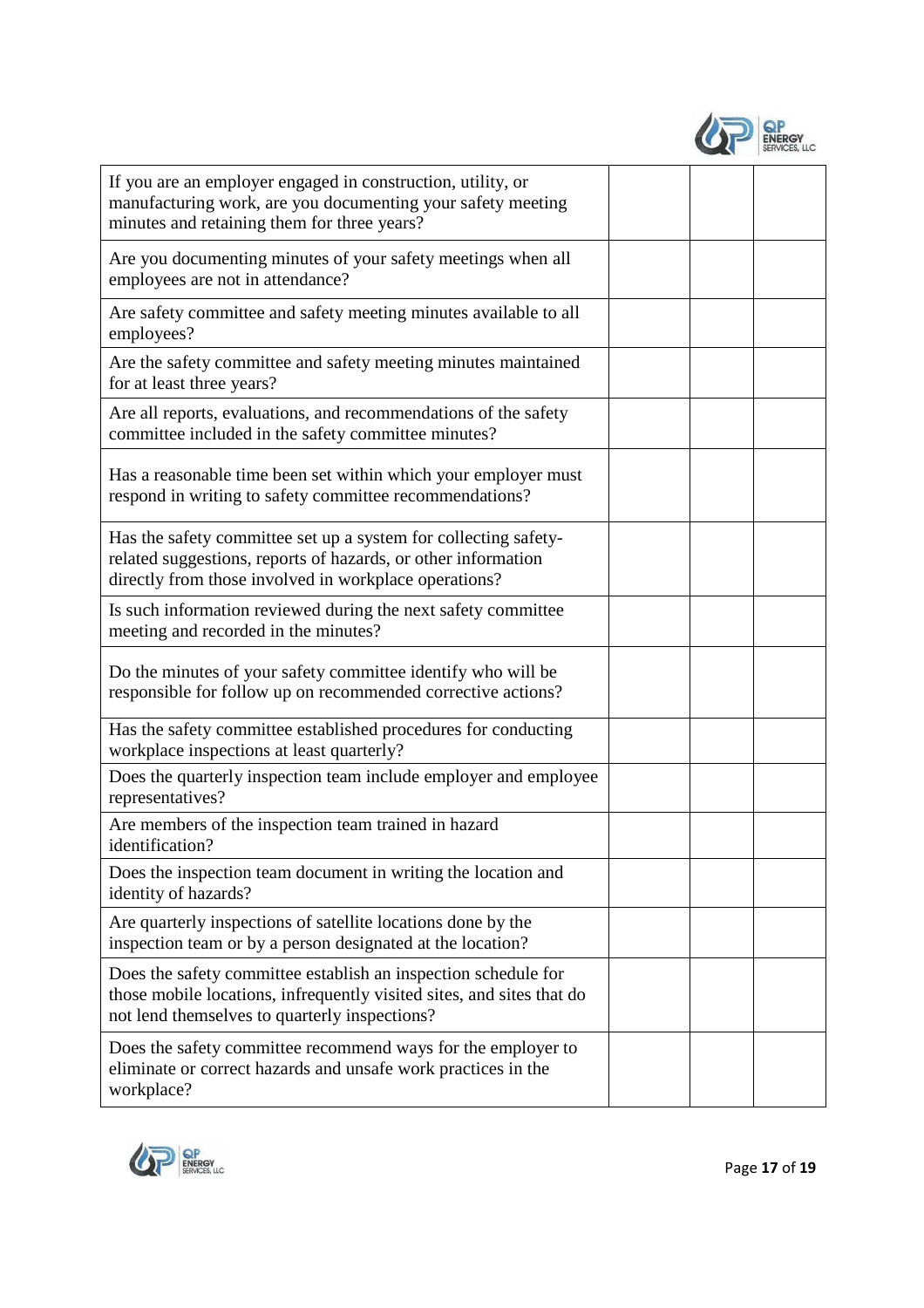| | | | |
|---|---|---|---|
| If you are an employer engaged in construction, utility, or manufacturing work, are you documenting your safety meeting minutes and retaining them for three years? | | | |
| Are you documenting minutes of your safety meetings when all employees are not in attendance? | | | |
| Are safety committee and safety meeting minutes available to all employees? | | | |
| Are the safety committee and safety meeting minutes maintained for at least three years? | | | |
| Are all reports, evaluations, and recommendations of the safety committee included in the safety committee minutes? | | | |
| Has a reasonable time been set within which your employer must respond in writing to safety committee recommendations? | | | |
| Has the safety committee set up a system for collecting safety-related suggestions, reports of hazards, or other information directly from those involved in workplace operations? | | | |
| Is such information reviewed during the next safety committee meeting and recorded in the minutes? | | | |
| Do the minutes of your safety committee identify who will be responsible for follow up on recommended corrective actions? | | | |
| Has the safety committee established procedures for conducting workplace inspections at least quarterly? | | | |
| Does the quarterly inspection team include employer and employee representatives? | | | |
| Are members of the inspection team trained in hazard identification? | | | |
| Does the inspection team document in writing the location and identity of hazards? | | | |
| Are quarterly inspections of satellite locations done by the inspection team or by a person designated at the location? | | | |
| Does the safety committee establish an inspection schedule for those mobile locations, infrequently visited sites, and sites that do not lend themselves to quarterly inspections? | | | |
| Does the safety committee recommend ways for the employer to eliminate or correct hazards and unsafe work practices in the workplace? | | | |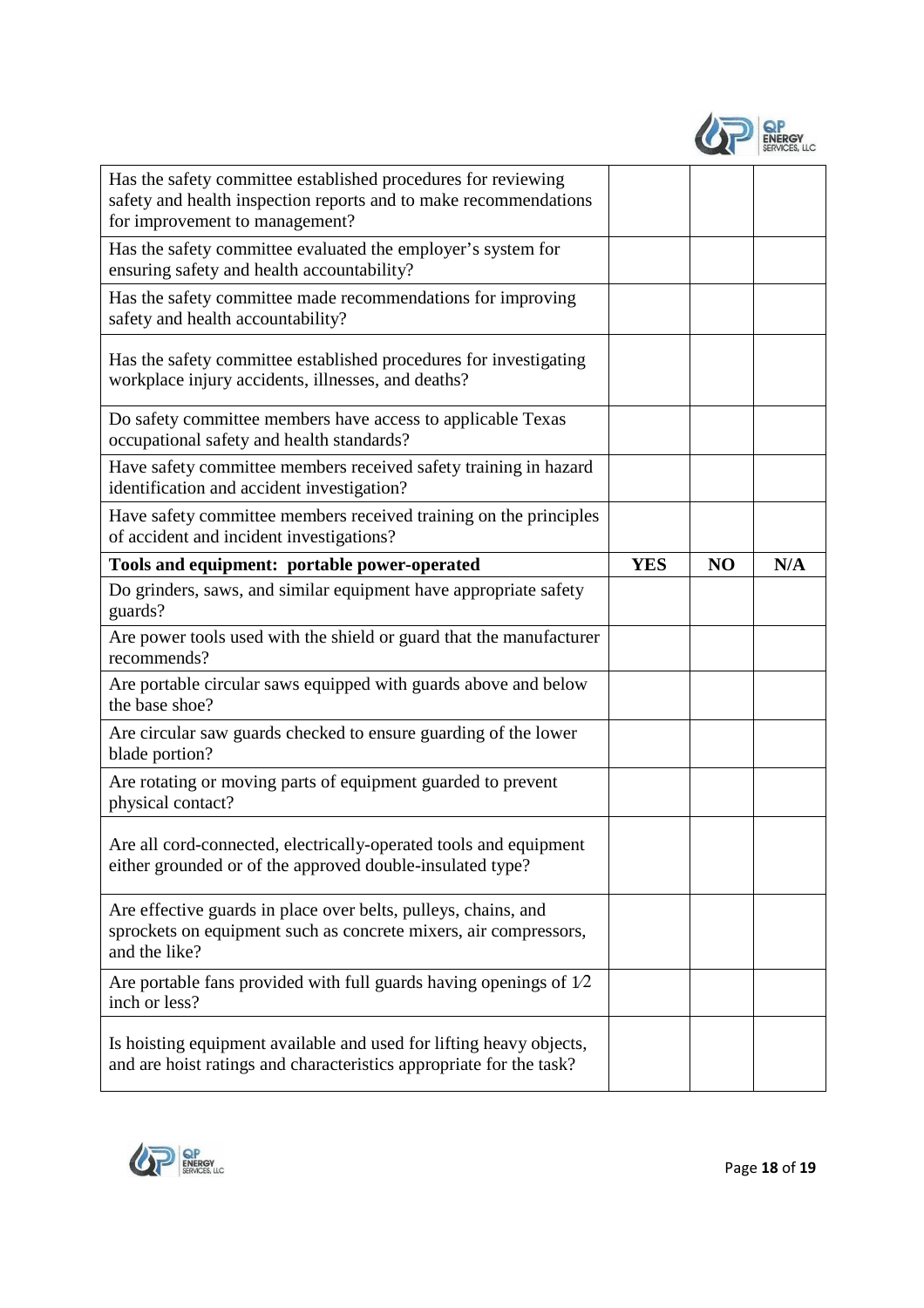| | | | |
|---|---|---|---|
| Has the safety committee established procedures for reviewing safety and health inspection reports and to make recommendations for improvement to management? | | | |
| Has the safety committee evaluated the employer's system for ensuring safety and health accountability? | | | |
| Has the safety committee made recommendations for improving safety and health accountability? | | | |
| Has the safety committee established procedures for investigating workplace injury accidents, illnesses, and deaths? | | | |
| Do safety committee members have access to applicable Texas occupational safety and health standards? | | | |
| Have safety committee members received safety training in hazard identification and accident investigation? | | | |
| Have safety committee members received training on the principles of accident and incident investigations? | | | |
| **Tools and equipment: portable power-operated** | **YES** | **NO** | **N/A** |
| Do grinders, saws, and similar equipment have appropriate safety guards? | | | |
| Are power tools used with the shield or guard that the manufacturer recommends? | | | |
| Are portable circular saws equipped with guards above and below the base shoe? | | | |
| Are circular saw guards checked to ensure guarding of the lower blade portion? | | | |
| Are rotating or moving parts of equipment guarded to prevent physical contact? | | | |
| Are all cord-connected, electrically-operated tools and equipment either grounded or of the approved double-insulated type? | | | |
| Are effective guards in place over belts, pulleys, chains, and sprockets on equipment such as concrete mixers, air compressors, and the like? | | | |
| Are portable fans provided with full guards having openings of 1⁄2 inch or less? | | | |
| Is hoisting equipment available and used for lifting heavy objects, and are hoist ratings and characteristics appropriate for the task? | | | |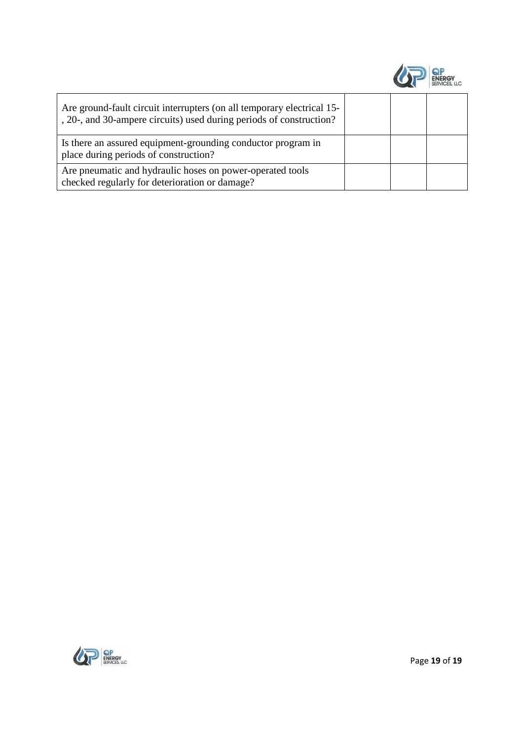| | | | |
|---|---|---|---|
| Are ground-fault circuit interrupters (on all temporary electrical 15-, 20-, and 30-ampere circuits) used during periods of construction? | | | |
| Is there an assured equipment-grounding conductor program in place during periods of construction? | | | |
| Are pneumatic and hydraulic hoses on power-operated tools checked regularly for deterioration or damage? | | | |